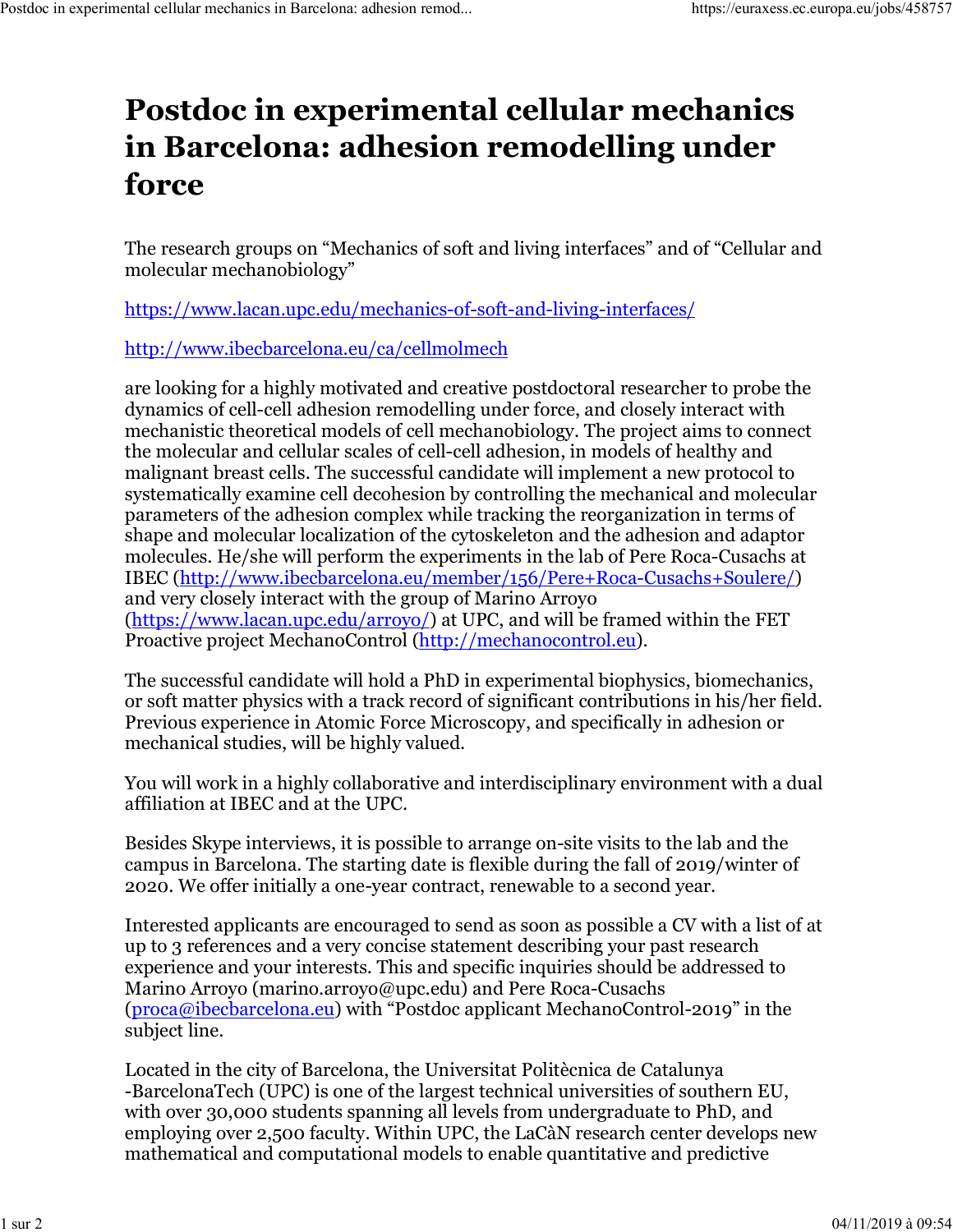# Postdoc in experimental cellular mechanics in Barcelona: adhesion remodelling under force

The research groups on "Mechanics of soft and living interfaces" and of "Cellular and molecular mechanobiology"

https://www.lacan.upc.edu/mechanics-of-soft-and-living-interfaces/

http://www.ibecbarcelona.eu/ca/cellmolmech

are looking for a highly motivated and creative postdoctoral researcher to probe the dynamics of cell-cell adhesion remodelling under force, and closely interact with mechanistic theoretical models of cell mechanobiology. The project aims to connect the molecular and cellular scales of cell-cell adhesion, in models of healthy and malignant breast cells. The successful candidate will implement a new protocol to systematically examine cell decohesion by controlling the mechanical and molecular parameters of the adhesion complex while tracking the reorganization in terms of shape and molecular localization of the cytoskeleton and the adhesion and adaptor molecules. He/she will perform the experiments in the lab of Pere Roca-Cusachs at IBEC (http://www.ibecbarcelona.eu/member/156/Pere+Roca-Cusachs+Soulere/) and very closely interact with the group of Marino Arroyo (https://www.lacan.upc.edu/arroyo/) at UPC, and will be framed within the FET Proactive project MechanoControl (http://mechanocontrol.eu).

The successful candidate will hold a PhD in experimental biophysics, biomechanics, or soft matter physics with a track record of significant contributions in his/her field. Previous experience in Atomic Force Microscopy, and specifically in adhesion or mechanical studies, will be highly valued.

You will work in a highly collaborative and interdisciplinary environment with a dual affiliation at IBEC and at the UPC.

Besides Skype interviews, it is possible to arrange on-site visits to the lab and the campus in Barcelona. The starting date is flexible during the fall of 2019/winter of 2020. We offer initially a one-year contract, renewable to a second year.

Interested applicants are encouraged to send as soon as possible a CV with a list of at up to 3 references and a very concise statement describing your past research experience and your interests. This and specific inquiries should be addressed to Marino Arroyo (marino.arroyo@upc.edu) and Pere Roca-Cusachs (proca@ibecbarcelona.eu) with "Postdoc applicant MechanoControl-2019" in the subject line.

Located in the city of Barcelona, the Universitat Politècnica de Catalunya -BarcelonaTech (UPC) is one of the largest technical universities of southern EU, with over 30,000 students spanning all levels from undergraduate to PhD, and employing over 2,500 faculty. Within UPC, the LaCàN research center develops new mathematical and computational models to enable quantitative and predictive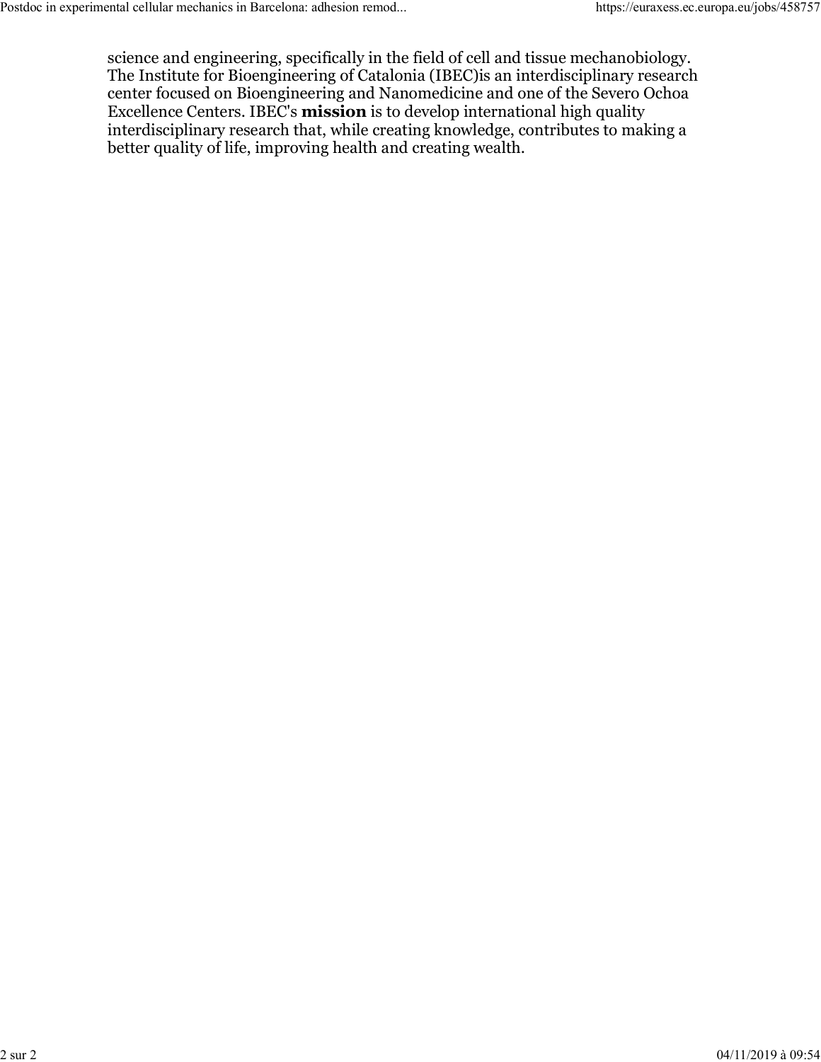science and engineering, specifically in the field of cell and tissue mechanobiology. The Institute for Bioengineering of Catalonia (IBEC)is an interdisciplinary research center focused on Bioengineering and Nanomedicine and one of the Severo Ochoa Excellence Centers. IBEC's **mission** is to develop international high quality interdisciplinary research that, while creating knowledge, contributes to making a better quality of life, improving health and creating wealth.